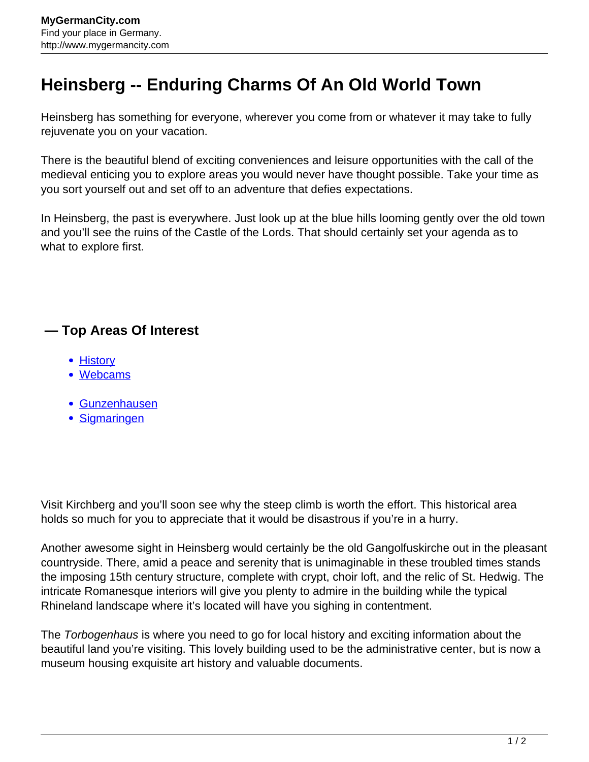# Heinsberg -- Enduring Charms Of An Old World Town

Heinsberg has something for everyone, wherever you come from or whatever it may take to fully rejuvenate you on your vacation.

There is the beautiful blend of exciting conveniences and leisure opportunities with the call of the medieval enticing you to explore areas you would never have thought possible. Take your time as you sort yourself out and set off to an adventure that defies expectations.

In Heinsberg, the past is everywhere. Just look up at the blue hills looming gently over the old town and you'll see the ruins of the Castle of the Lords. That should certainly set your agenda as to what to explore first.

### — Top Areas Of Interest

- History
- Webcams

- Gunzenhausen
- Sigmaringen

Visit Kirchberg and you'll soon see why the steep climb is worth the effort. This historical area holds so much for you to appreciate that it would be disastrous if you're in a hurry.

Another awesome sight in Heinsberg would certainly be the old Gangolfuskirche out in the pleasant countryside. There, amid a peace and serenity that is unimaginable in these troubled times stands the imposing 15th century structure, complete with crypt, choir loft, and the relic of St. Hedwig. The intricate Romanesque interiors will give you plenty to admire in the building while the typical Rhineland landscape where it's located will have you sighing in contentment.

The *Torbogenhaus* is where you need to go for local history and exciting information about the beautiful land you're visiting. This lovely building used to be the administrative center, but is now a museum housing exquisite art history and valuable documents.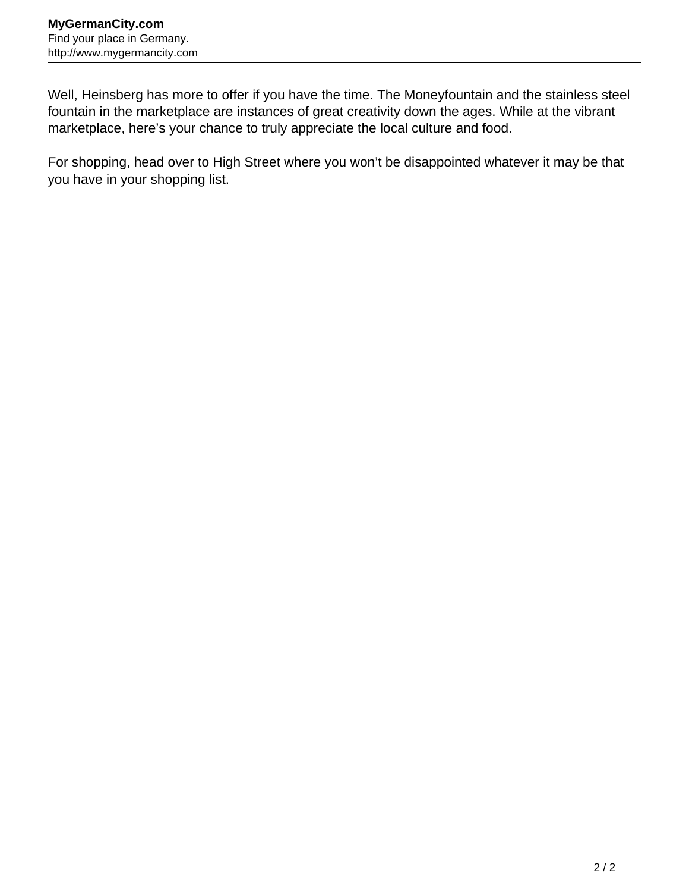Well, Heinsberg has more to offer if you have the time. The Moneyfountain and the stainless steel fountain in the marketplace are instances of great creativity down the ages. While at the vibrant marketplace, here’s your chance to truly appreciate the local culture and food.

For shopping, head over to High Street where you won’t be disappointed whatever it may be that you have in your shopping list.